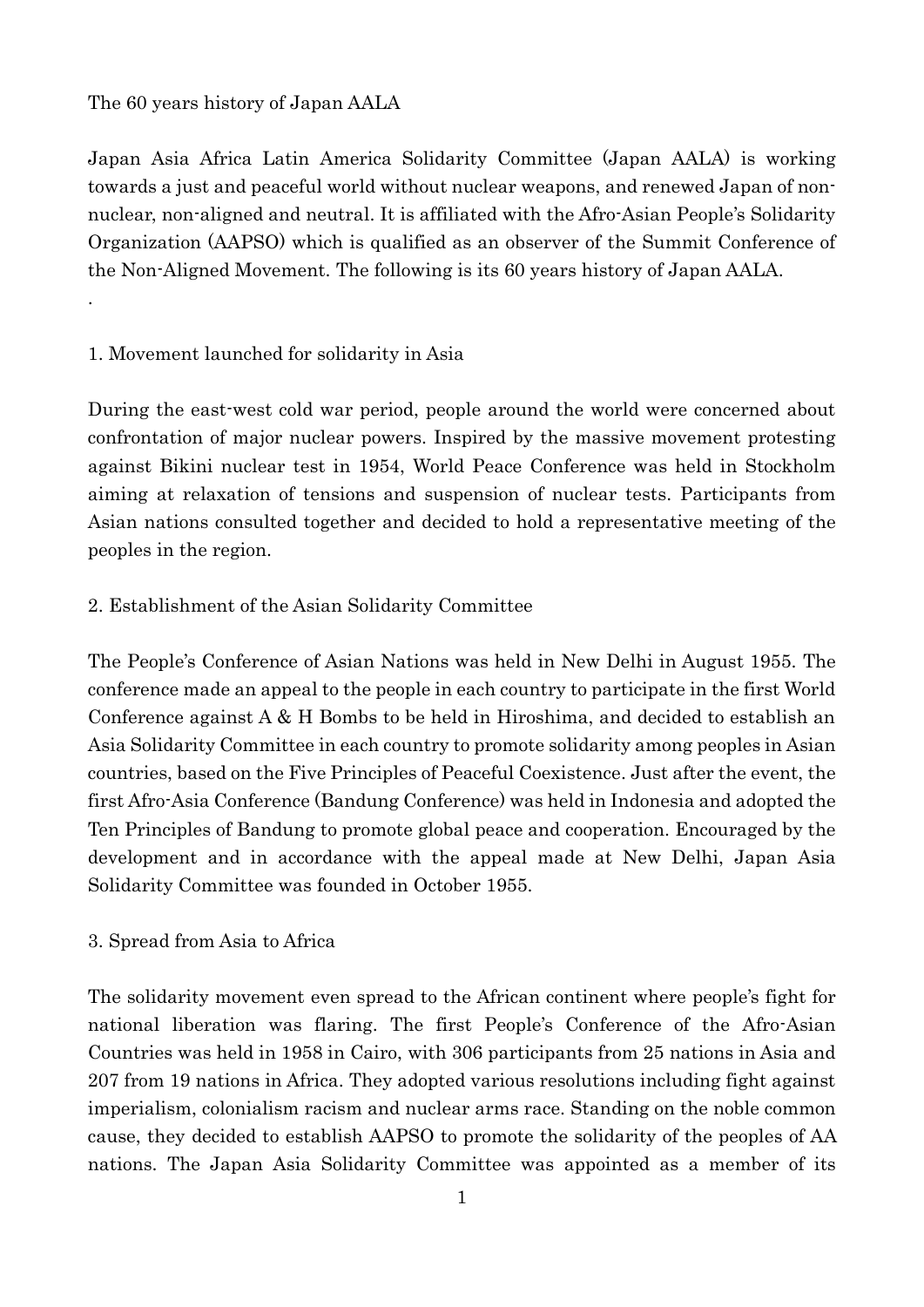# The 60 years history of Japan AALA

Japan Asia Africa Latin America Solidarity Committee (Japan AALA) is working towards a just and peaceful world without nuclear weapons, and renewed Japan of non-nuclear, non-aligned and neutral. It is affiliated with the Afro-Asian People's Solidarity Organization (AAPSO) which is qualified as an observer of the Summit Conference of the Non-Aligned Movement. The following is its 60 years history of Japan AALA.

.

## 1. Movement launched for solidarity in Asia

During the east-west cold war period, people around the world were concerned about confrontation of major nuclear powers. Inspired by the massive movement protesting against Bikini nuclear test in 1954, World Peace Conference was held in Stockholm aiming at relaxation of tensions and suspension of nuclear tests. Participants from Asian nations consulted together and decided to hold a representative meeting of the peoples in the region.

## 2. Establishment of the Asian Solidarity Committee

The People's Conference of Asian Nations was held in New Delhi in August 1955. The conference made an appeal to the people in each country to participate in the first World Conference against A & H Bombs to be held in Hiroshima, and decided to establish an Asia Solidarity Committee in each country to promote solidarity among peoples in Asian countries, based on the Five Principles of Peaceful Coexistence. Just after the event, the first Afro-Asia Conference (Bandung Conference) was held in Indonesia and adopted the Ten Principles of Bandung to promote global peace and cooperation. Encouraged by the development and in accordance with the appeal made at New Delhi, Japan Asia Solidarity Committee was founded in October 1955.

## 3. Spread from Asia to Africa

The solidarity movement even spread to the African continent where people's fight for national liberation was flaring. The first People's Conference of the Afro-Asian Countries was held in 1958 in Cairo, with 306 participants from 25 nations in Asia and 207 from 19 nations in Africa. They adopted various resolutions including fight against imperialism, colonialism racism and nuclear arms race. Standing on the noble common cause, they decided to establish AAPSO to promote the solidarity of the peoples of AA nations. The Japan Asia Solidarity Committee was appointed as a member of its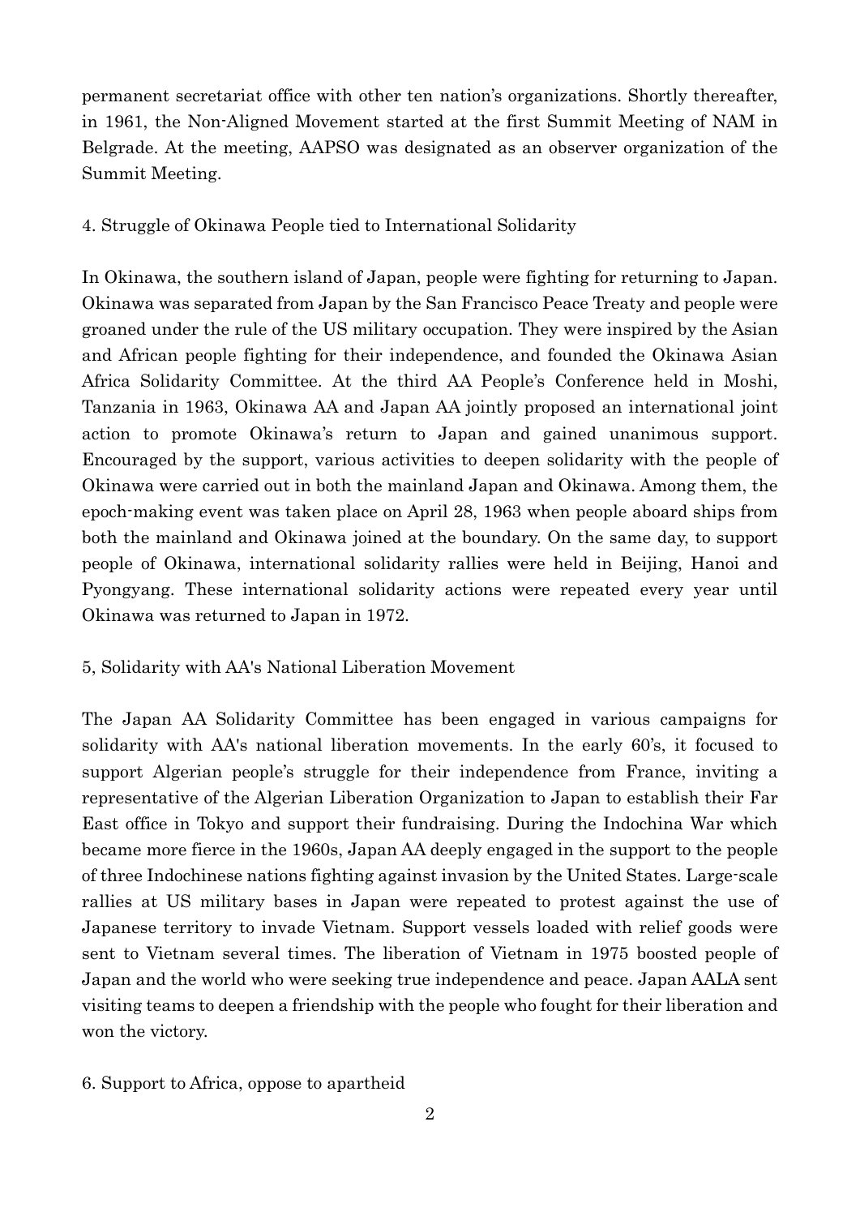permanent secretariat office with other ten nation's organizations. Shortly thereafter, in 1961, the Non-Aligned Movement started at the first Summit Meeting of NAM in Belgrade. At the meeting, AAPSO was designated as an observer organization of the Summit Meeting.

4. Struggle of Okinawa People tied to International Solidarity

In Okinawa, the southern island of Japan, people were fighting for returning to Japan. Okinawa was separated from Japan by the San Francisco Peace Treaty and people were groaned under the rule of the US military occupation. They were inspired by the Asian and African people fighting for their independence, and founded the Okinawa Asian Africa Solidarity Committee. At the third AA People's Conference held in Moshi, Tanzania in 1963, Okinawa AA and Japan AA jointly proposed an international joint action to promote Okinawa's return to Japan and gained unanimous support. Encouraged by the support, various activities to deepen solidarity with the people of Okinawa were carried out in both the mainland Japan and Okinawa. Among them, the epoch-making event was taken place on April 28, 1963 when people aboard ships from both the mainland and Okinawa joined at the boundary. On the same day, to support people of Okinawa, international solidarity rallies were held in Beijing, Hanoi and Pyongyang. These international solidarity actions were repeated every year until Okinawa was returned to Japan in 1972.

5, Solidarity with AA's National Liberation Movement

The Japan AA Solidarity Committee has been engaged in various campaigns for solidarity with AA's national liberation movements. In the early 60's, it focused to support Algerian people's struggle for their independence from France, inviting a representative of the Algerian Liberation Organization to Japan to establish their Far East office in Tokyo and support their fundraising. During the Indochina War which became more fierce in the 1960s, Japan AA deeply engaged in the support to the people of three Indochinese nations fighting against invasion by the United States. Large-scale rallies at US military bases in Japan were repeated to protest against the use of Japanese territory to invade Vietnam. Support vessels loaded with relief goods were sent to Vietnam several times. The liberation of Vietnam in 1975 boosted people of Japan and the world who were seeking true independence and peace. Japan AALA sent visiting teams to deepen a friendship with the people who fought for their liberation and won the victory.

6. Support to Africa, oppose to apartheid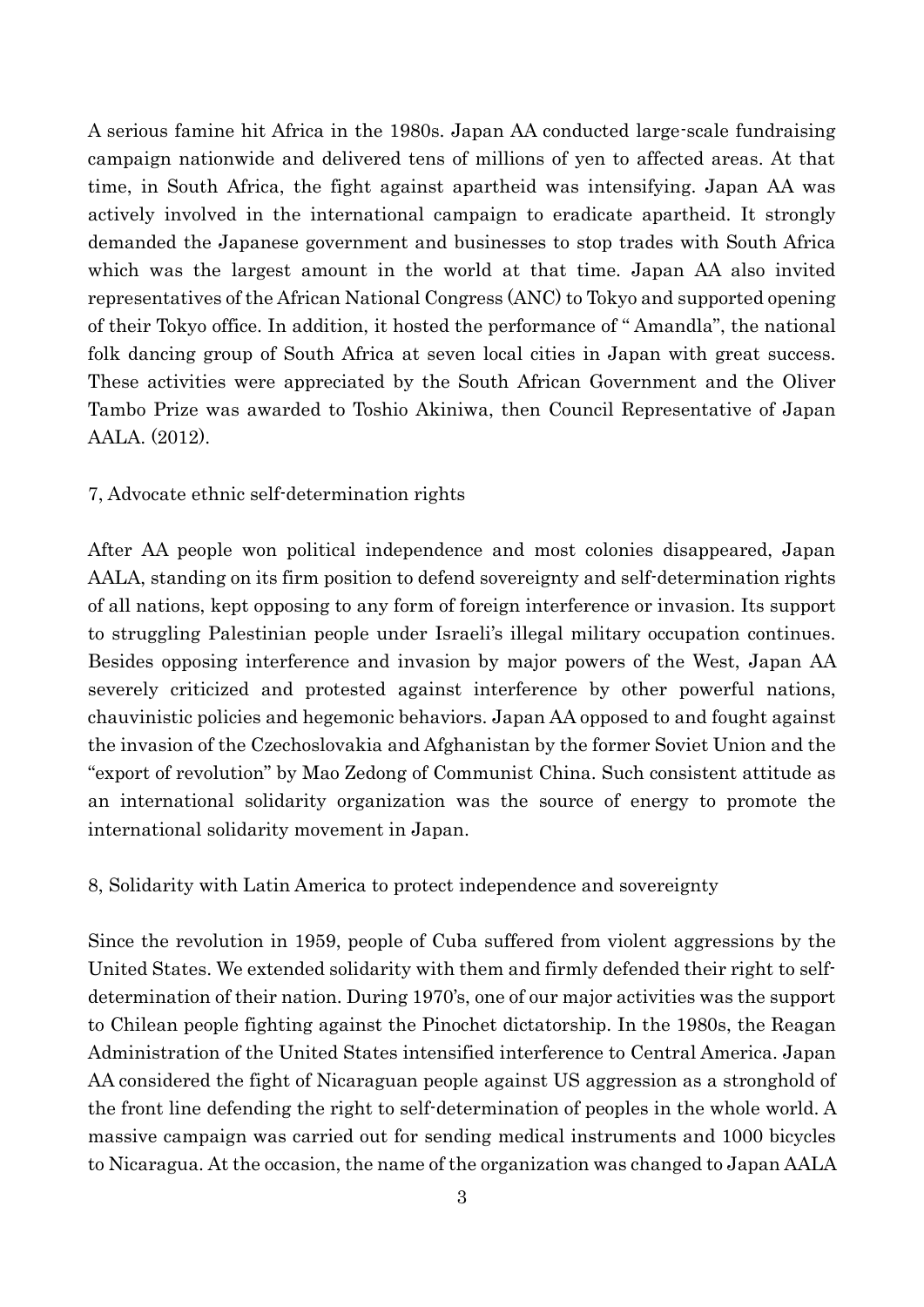A serious famine hit Africa in the 1980s. Japan AA conducted large-scale fundraising campaign nationwide and delivered tens of millions of yen to affected areas. At that time, in South Africa, the fight against apartheid was intensifying. Japan AA was actively involved in the international campaign to eradicate apartheid. It strongly demanded the Japanese government and businesses to stop trades with South Africa which was the largest amount in the world at that time. Japan AA also invited representatives of the African National Congress (ANC) to Tokyo and supported opening of their Tokyo office. In addition, it hosted the performance of " Amandla", the national folk dancing group of South Africa at seven local cities in Japan with great success. These activities were appreciated by the South African Government and the Oliver Tambo Prize was awarded to Toshio Akiniwa, then Council Representative of Japan AALA. (2012).

## 7, Advocate ethnic self-determination rights

After AA people won political independence and most colonies disappeared, Japan AALA, standing on its firm position to defend sovereignty and self-determination rights of all nations, kept opposing to any form of foreign interference or invasion. Its support to struggling Palestinian people under Israeli's illegal military occupation continues. Besides opposing interference and invasion by major powers of the West, Japan AA severely criticized and protested against interference by other powerful nations, chauvinistic policies and hegemonic behaviors. Japan AA opposed to and fought against the invasion of the Czechoslovakia and Afghanistan by the former Soviet Union and the "export of revolution" by Mao Zedong of Communist China. Such consistent attitude as an international solidarity organization was the source of energy to promote the international solidarity movement in Japan.

## 8, Solidarity with Latin America to protect independence and sovereignty

Since the revolution in 1959, people of Cuba suffered from violent aggressions by the United States. We extended solidarity with them and firmly defended their right to self-determination of their nation. During 1970's, one of our major activities was the support to Chilean people fighting against the Pinochet dictatorship. In the 1980s, the Reagan Administration of the United States intensified interference to Central America. Japan AA considered the fight of Nicaraguan people against US aggression as a stronghold of the front line defending the right to self-determination of peoples in the whole world. A massive campaign was carried out for sending medical instruments and 1000 bicycles to Nicaragua. At the occasion, the name of the organization was changed to Japan AALA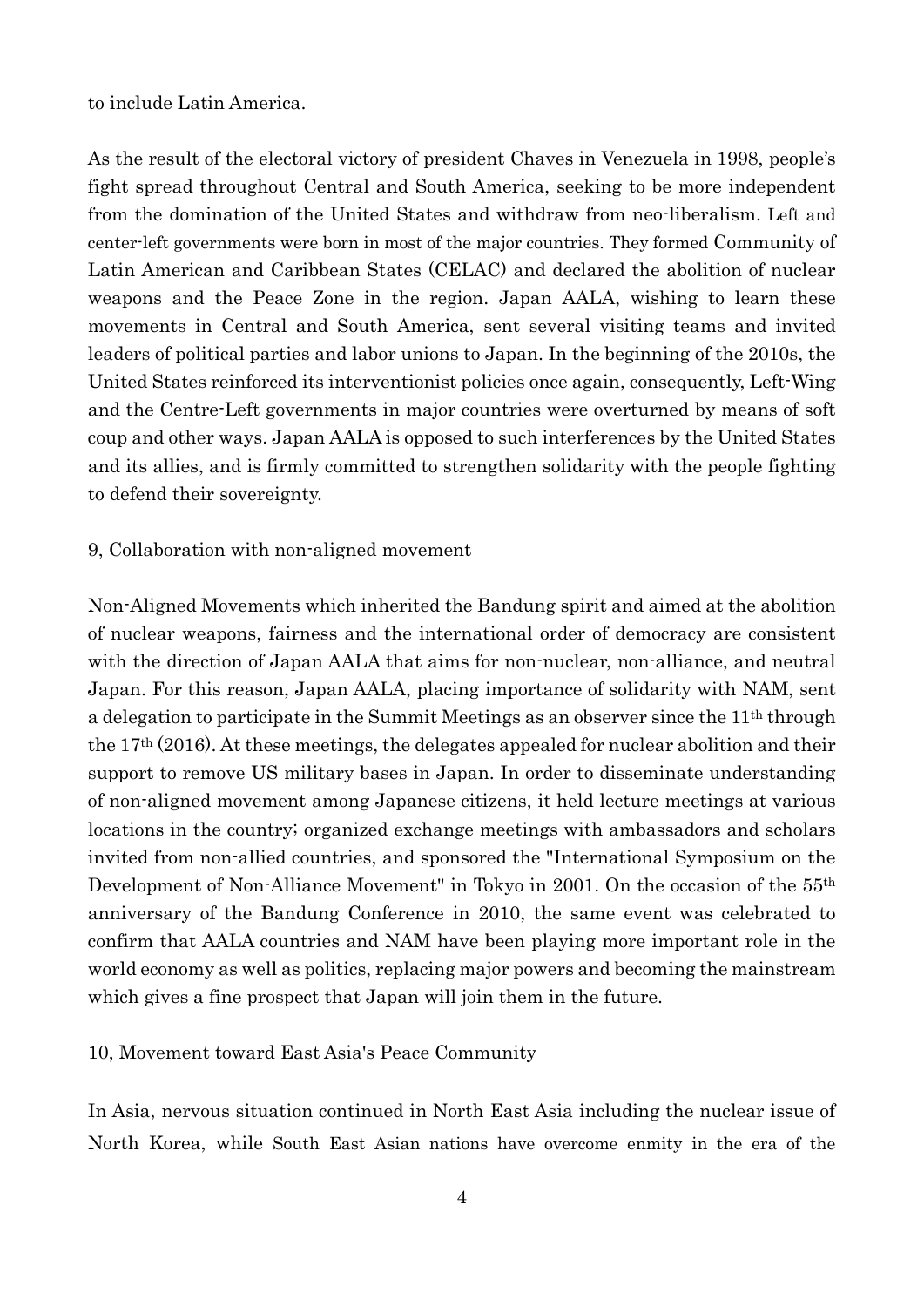to include Latin America.

As the result of the electoral victory of president Chaves in Venezuela in 1998, people's fight spread throughout Central and South America, seeking to be more independent from the domination of the United States and withdraw from neo-liberalism. Left and center-left governments were born in most of the major countries. They formed Community of Latin American and Caribbean States (CELAC) and declared the abolition of nuclear weapons and the Peace Zone in the region. Japan AALA, wishing to learn these movements in Central and South America, sent several visiting teams and invited leaders of political parties and labor unions to Japan. In the beginning of the 2010s, the United States reinforced its interventionist policies once again, consequently, Left-Wing and the Centre-Left governments in major countries were overturned by means of soft coup and other ways. Japan AALA is opposed to such interferences by the United States and its allies, and is firmly committed to strengthen solidarity with the people fighting to defend their sovereignty.

## 9, Collaboration with non-aligned movement

Non-Aligned Movements which inherited the Bandung spirit and aimed at the abolition of nuclear weapons, fairness and the international order of democracy are consistent with the direction of Japan AALA that aims for non-nuclear, non-alliance, and neutral Japan. For this reason, Japan AALA, placing importance of solidarity with NAM, sent a delegation to participate in the Summit Meetings as an observer since the 11th through the 17th (2016). At these meetings, the delegates appealed for nuclear abolition and their support to remove US military bases in Japan. In order to disseminate understanding of non-aligned movement among Japanese citizens, it held lecture meetings at various locations in the country; organized exchange meetings with ambassadors and scholars invited from non-allied countries, and sponsored the "International Symposium on the Development of Non-Alliance Movement" in Tokyo in 2001. On the occasion of the 55th anniversary of the Bandung Conference in 2010, the same event was celebrated to confirm that AALA countries and NAM have been playing more important role in the world economy as well as politics, replacing major powers and becoming the mainstream which gives a fine prospect that Japan will join them in the future.

## 10, Movement toward East Asia's Peace Community

In Asia, nervous situation continued in North East Asia including the nuclear issue of North Korea, while South East Asian nations have overcome enmity in the era of the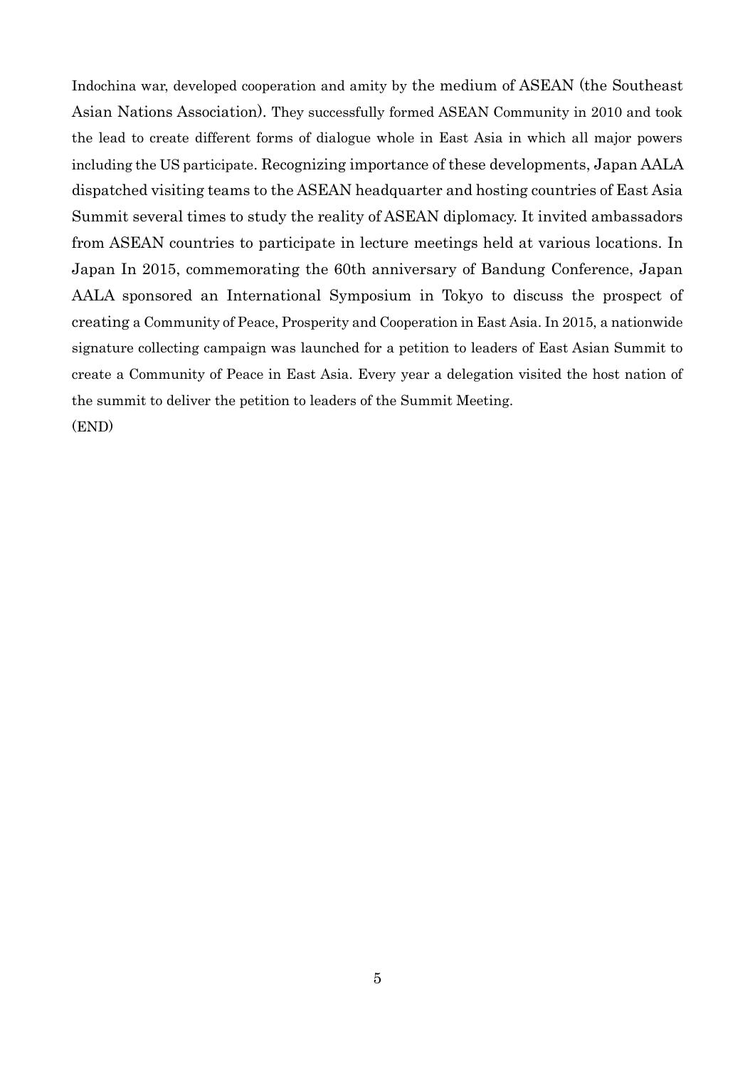Indochina war, developed cooperation and amity by the medium of ASEAN (the Southeast Asian Nations Association). They successfully formed ASEAN Community in 2010 and took the lead to create different forms of dialogue whole in East Asia in which all major powers including the US participate. Recognizing importance of these developments, Japan AALA dispatched visiting teams to the ASEAN headquarter and hosting countries of East Asia Summit several times to study the reality of ASEAN diplomacy. It invited ambassadors from ASEAN countries to participate in lecture meetings held at various locations. In Japan In 2015, commemorating the 60th anniversary of Bandung Conference, Japan AALA sponsored an International Symposium in Tokyo to discuss the prospect of creating a Community of Peace, Prosperity and Cooperation in East Asia. In 2015, a nationwide signature collecting campaign was launched for a petition to leaders of East Asian Summit to create a Community of Peace in East Asia. Every year a delegation visited the host nation of the summit to deliver the petition to leaders of the Summit Meeting.

(END)